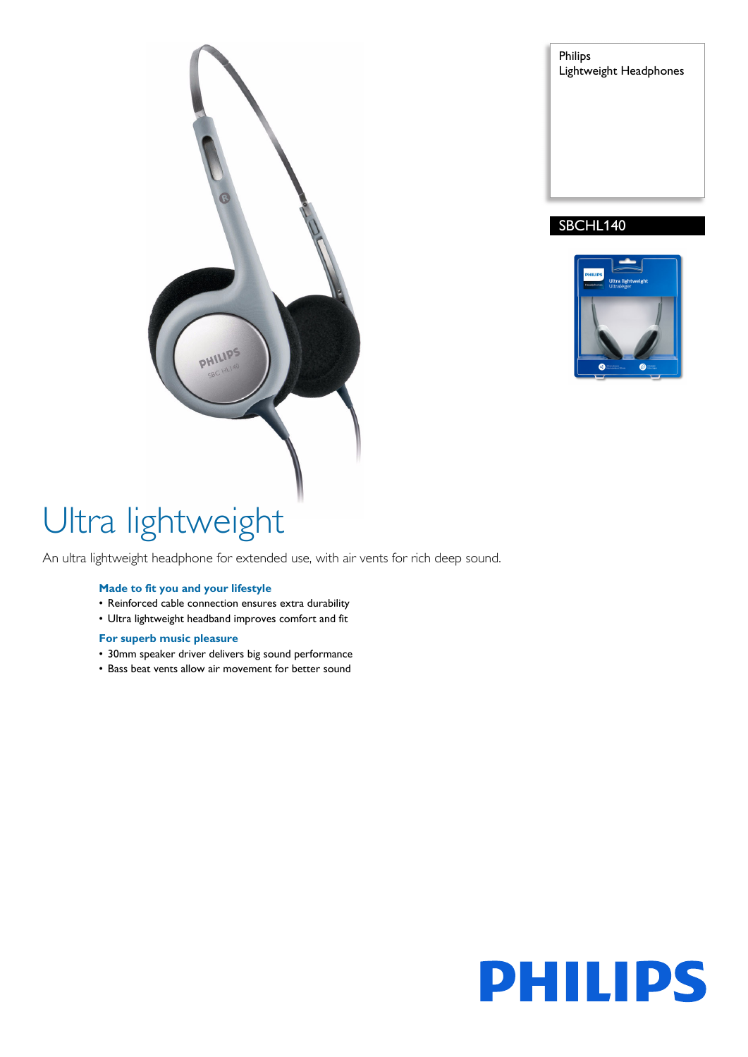Philips
Lightweight Headphones

SBCHL140

# Ultra lightweight

An ultra lightweight headphone for extended use, with air vents for rich deep sound.

### Made to fit you and your lifestyle

- Reinforced cable connection ensures extra durability
- Ultra lightweight headband improves comfort and fit

### For superb music pleasure

- 30mm speaker driver delivers big sound performance
- Bass beat vents allow air movement for better sound

PHILIPS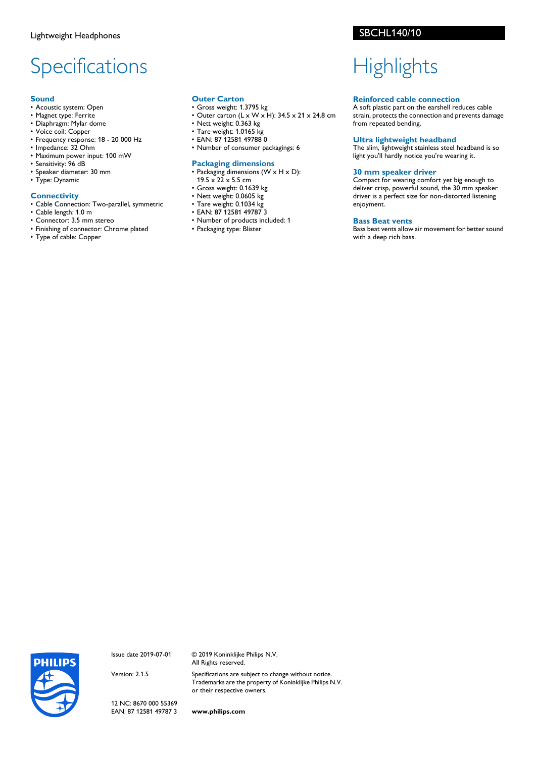# Specifications

### Sound
- Acoustic system: Open
- Magnet type: Ferrite
- Diaphragm: Mylar dome
- Voice coil: Copper
- Frequency response: 18 - 20 000 Hz
- Impedance: 32 Ohm
- Maximum power input: 100 mW
- Sensitivity: 96 dB
- Speaker diameter: 30 mm
- Type: Dynamic

### Connectivity
- Cable Connection: Two-parallel, symmetric
- Cable length: 1.0 m
- Connector: 3.5 mm stereo
- Finishing of connector: Chrome plated
- Type of cable: Copper

### Outer Carton
- Gross weight: 1.3795 kg
- Outer carton (L x W x H): 34.5 x 21 x 24.8 cm
- Nett weight: 0.363 kg
- Tare weight: 1.0165 kg
- EAN: 87 12581 49788 0
- Number of consumer packagings: 6

### Packaging dimensions
- Packaging dimensions (W x H x D): 19.5 x 22 x 5.5 cm
- Gross weight: 0.1639 kg
- Nett weight: 0.0605 kg
- Tare weight: 0.1034 kg
- EAN: 87 12581 49787 3
- Number of products included: 1
- Packaging type: Blister

# Highlights

### Reinforced cable connection
A soft plastic part on the earshell reduces cable strain, protects the connection and prevents damage from repeated bending.

### Ultra lightweight headband
The slim, lightweight stainless steel headband is so light you'll hardly notice you're wearing it.

### 30 mm speaker driver
Compact for wearing comfort yet big enough to deliver crisp, powerful sound, the 30 mm speaker driver is a perfect size for non-distorted listening enjoyment.

### Bass Beat vents
Bass beat vents allow air movement for better sound with a deep rich bass.

Issue date 2019-07-01

Version: 2.1.5

12 NC: 8670 000 55369
EAN: 87 12581 49787 3

© 2019 Koninklijke Philips N.V.
All Rights reserved.

Specifications are subject to change without notice. Trademarks are the property of Koninklijke Philips N.V. or their respective owners.

**www.philips.com**